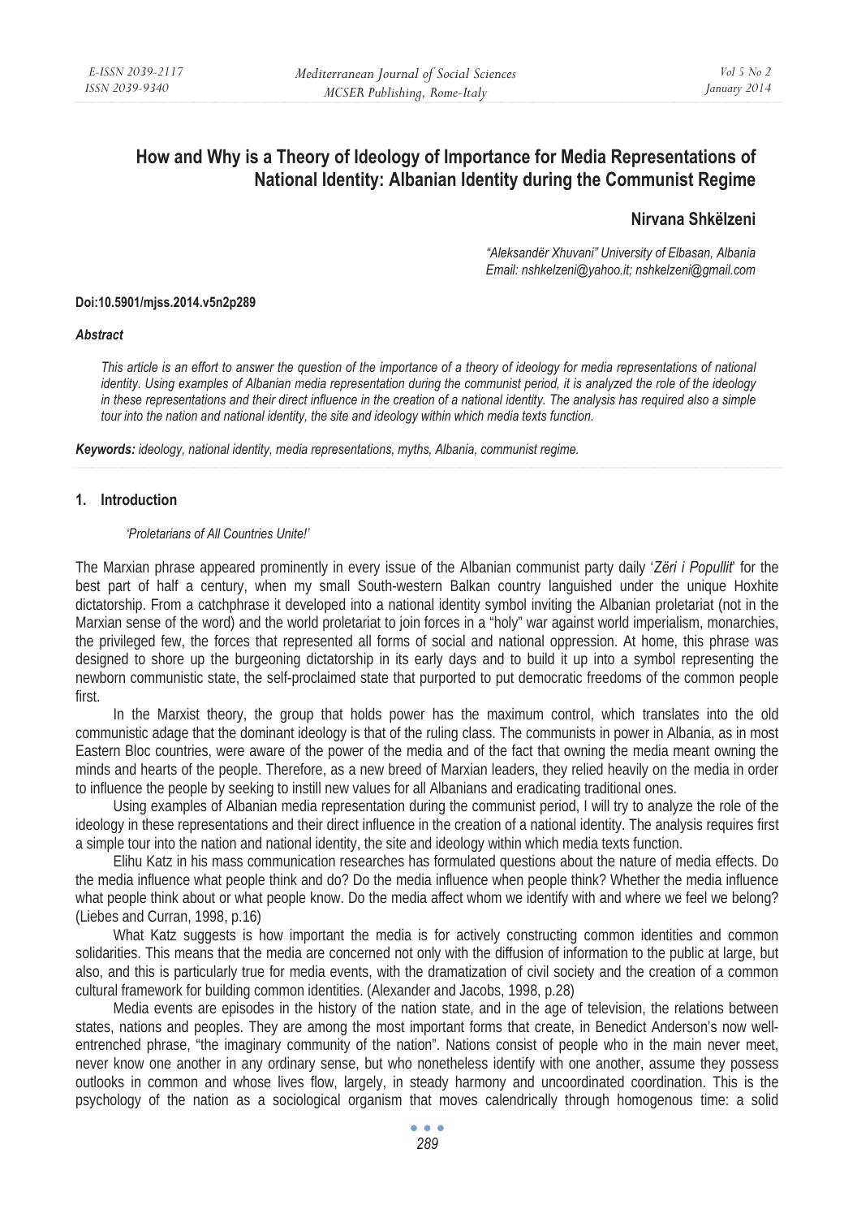# How and Why is a Theory of Ideology of Importance for Media Representations of National Identity: Albanian Identity during the Communist Regime

**Nirvana Shkëlzeni**

*"Aleksandër Xhuvani" University of Elbasan, Albania*
*Email: nshkelzeni@yahoo.it; nshkelzeni@gmail.com*

**Doi:10.5901/mjss.2014.v5n2p289**

***Abstract***

*This article is an effort to answer the question of the importance of a theory of ideology for media representations of national identity. Using examples of Albanian media representation during the communist period, it is analyzed the role of the ideology in these representations and their direct influence in the creation of a national identity. The analysis has required also a simple tour into the nation and national identity, the site and ideology within which media texts function.*

***Keywords:*** *ideology, national identity, media representations, myths, Albania, communist regime.*

## 1. Introduction

*'Proletarians of All Countries Unite!'*

The Marxian phrase appeared prominently in every issue of the Albanian communist party daily '*Zëri i Popullit*' for the best part of half a century, when my small South-western Balkan country languished under the unique Hoxhite dictatorship. From a catchphrase it developed into a national identity symbol inviting the Albanian proletariat (not in the Marxian sense of the word) and the world proletariat to join forces in a "holy" war against world imperialism, monarchies, the privileged few, the forces that represented all forms of social and national oppression. At home, this phrase was designed to shore up the burgeoning dictatorship in its early days and to build it up into a symbol representing the newborn communistic state, the self-proclaimed state that purported to put democratic freedoms of the common people first.

In the Marxist theory, the group that holds power has the maximum control, which translates into the old communistic adage that the dominant ideology is that of the ruling class. The communists in power in Albania, as in most Eastern Bloc countries, were aware of the power of the media and of the fact that owning the media meant owning the minds and hearts of the people. Therefore, as a new breed of Marxian leaders, they relied heavily on the media in order to influence the people by seeking to instill new values for all Albanians and eradicating traditional ones.

Using examples of Albanian media representation during the communist period, I will try to analyze the role of the ideology in these representations and their direct influence in the creation of a national identity. The analysis requires first a simple tour into the nation and national identity, the site and ideology within which media texts function.

Elihu Katz in his mass communication researches has formulated questions about the nature of media effects. Do the media influence what people think and do? Do the media influence when people think? Whether the media influence what people think about or what people know. Do the media affect whom we identify with and where we feel we belong? (Liebes and Curran, 1998, p.16)

What Katz suggests is how important the media is for actively constructing common identities and common solidarities. This means that the media are concerned not only with the diffusion of information to the public at large, but also, and this is particularly true for media events, with the dramatization of civil society and the creation of a common cultural framework for building common identities. (Alexander and Jacobs, 1998, p.28)

Media events are episodes in the history of the nation state, and in the age of television, the relations between states, nations and peoples. They are among the most important forms that create, in Benedict Anderson's now well-entrenched phrase, "the imaginary community of the nation". Nations consist of people who in the main never meet, never know one another in any ordinary sense, but who nonetheless identify with one another, assume they possess outlooks in common and whose lives flow, largely, in steady harmony and uncoordinated coordination. This is the psychology of the nation as a sociological organism that moves calendrically through homogenous time: a solid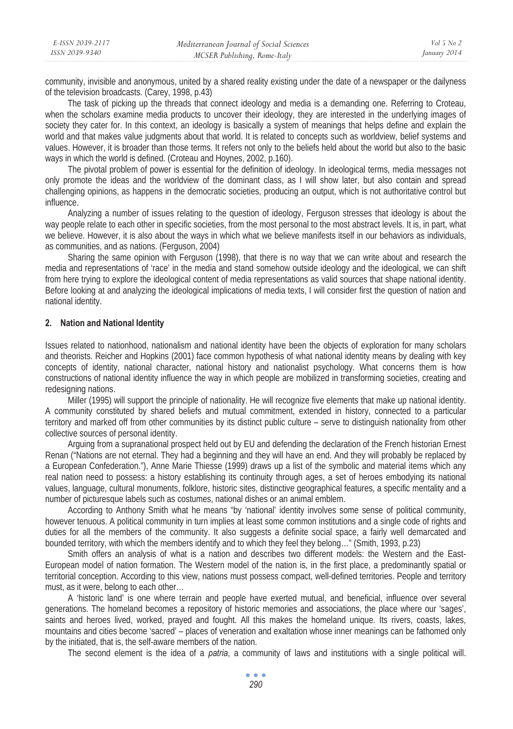community, invisible and anonymous, united by a shared reality existing under the date of a newspaper or the dailyness of the television broadcasts. (Carey, 1998, p.43)

The task of picking up the threads that connect ideology and media is a demanding one. Referring to Croteau, when the scholars examine media products to uncover their ideology, they are interested in the underlying images of society they cater for. In this context, an ideology is basically a system of meanings that helps define and explain the world and that makes value judgments about that world. It is related to concepts such as worldview, belief systems and values. However, it is broader than those terms. It refers not only to the beliefs held about the world but also to the basic ways in which the world is defined. (Croteau and Hoynes, 2002, p.160).

The pivotal problem of power is essential for the definition of ideology. In ideological terms, media messages not only promote the ideas and the worldview of the dominant class, as I will show later, but also contain and spread challenging opinions, as happens in the democratic societies, producing an output, which is not authoritative control but influence.

Analyzing a number of issues relating to the question of ideology, Ferguson stresses that ideology is about the way people relate to each other in specific societies, from the most personal to the most abstract levels. It is, in part, what we believe. However, it is also about the ways in which what we believe manifests itself in our behaviors as individuals, as communities, and as nations. (Ferguson, 2004)

Sharing the same opinion with Ferguson (1998), that there is no way that we can write about and research the media and representations of 'race' in the media and stand somehow outside ideology and the ideological, we can shift from here trying to explore the ideological content of media representations as valid sources that shape national identity. Before looking at and analyzing the ideological implications of media texts, I will consider first the question of nation and national identity.

## 2. Nation and National Identity

Issues related to nationhood, nationalism and national identity have been the objects of exploration for many scholars and theorists. Reicher and Hopkins (2001) face common hypothesis of what national identity means by dealing with key concepts of identity, national character, national history and nationalist psychology. What concerns them is how constructions of national identity influence the way in which people are mobilized in transforming societies, creating and redesigning nations.

Miller (1995) will support the principle of nationality. He will recognize five elements that make up national identity. A community constituted by shared beliefs and mutual commitment, extended in history, connected to a particular territory and marked off from other communities by its distinct public culture – serve to distinguish nationality from other collective sources of personal identity.

Arguing from a supranational prospect held out by EU and defending the declaration of the French historian Ernest Renan ("Nations are not eternal. They had a beginning and they will have an end. And they will probably be replaced by a European Confederation."), Anne Marie Thiesse (1999) draws up a list of the symbolic and material items which any real nation need to possess: a history establishing its continuity through ages, a set of heroes embodying its national values, language, cultural monuments, folklore, historic sites, distinctive geographical features, a specific mentality and a number of picturesque labels such as costumes, national dishes or an animal emblem.

According to Anthony Smith what he means "by 'national' identity involves some sense of political community, however tenuous. A political community in turn implies at least some common institutions and a single code of rights and duties for all the members of the community. It also suggests a definite social space, a fairly well demarcated and bounded territory, with which the members identify and to which they feel they belong…" (Smith, 1993, p.23)

Smith offers an analysis of what is a nation and describes two different models: the Western and the East-European model of nation formation. The Western model of the nation is, in the first place, a predominantly spatial or territorial conception. According to this view, nations must possess compact, well-defined territories. People and territory must, as it were, belong to each other…

A 'historic land' is one where terrain and people have exerted mutual, and beneficial, influence over several generations. The homeland becomes a repository of historic memories and associations, the place where our 'sages', saints and heroes lived, worked, prayed and fought. All this makes the homeland unique. Its rivers, coasts, lakes, mountains and cities become 'sacred' – places of veneration and exaltation whose inner meanings can be fathomed only by the initiated, that is, the self-aware members of the nation.

The second element is the idea of a *patria*, a community of laws and institutions with a single political will.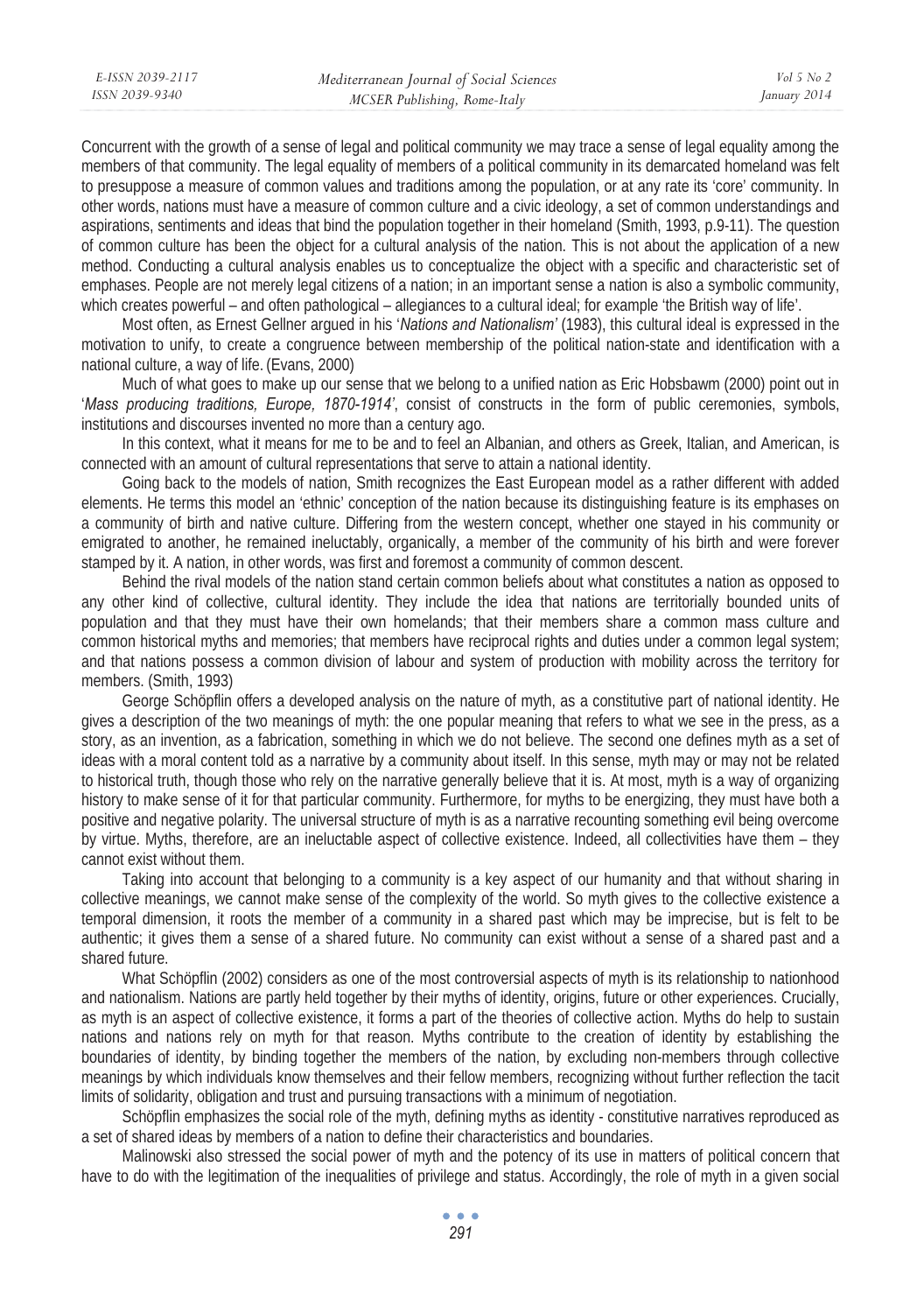Concurrent with the growth of a sense of legal and political community we may trace a sense of legal equality among the members of that community. The legal equality of members of a political community in its demarcated homeland was felt to presuppose a measure of common values and traditions among the population, or at any rate its 'core' community. In other words, nations must have a measure of common culture and a civic ideology, a set of common understandings and aspirations, sentiments and ideas that bind the population together in their homeland (Smith, 1993, p.9-11). The question of common culture has been the object for a cultural analysis of the nation. This is not about the application of a new method. Conducting a cultural analysis enables us to conceptualize the object with a specific and characteristic set of emphases. People are not merely legal citizens of a nation; in an important sense a nation is also a symbolic community, which creates powerful – and often pathological – allegiances to a cultural ideal; for example 'the British way of life'.

Most often, as Ernest Gellner argued in his '*Nations and Nationalism*' (1983), this cultural ideal is expressed in the motivation to unify, to create a congruence between membership of the political nation-state and identification with a national culture, a way of life. (Evans, 2000)

Much of what goes to make up our sense that we belong to a unified nation as Eric Hobsbawm (2000) point out in '*Mass producing traditions, Europe, 1870-1914*', consist of constructs in the form of public ceremonies, symbols, institutions and discourses invented no more than a century ago.

In this context, what it means for me to be and to feel an Albanian, and others as Greek, Italian, and American, is connected with an amount of cultural representations that serve to attain a national identity.

Going back to the models of nation, Smith recognizes the East European model as a rather different with added elements. He terms this model an 'ethnic' conception of the nation because its distinguishing feature is its emphases on a community of birth and native culture. Differing from the western concept, whether one stayed in his community or emigrated to another, he remained ineluctably, organically, a member of the community of his birth and were forever stamped by it. A nation, in other words, was first and foremost a community of common descent.

Behind the rival models of the nation stand certain common beliefs about what constitutes a nation as opposed to any other kind of collective, cultural identity. They include the idea that nations are territorially bounded units of population and that they must have their own homelands; that their members share a common mass culture and common historical myths and memories; that members have reciprocal rights and duties under a common legal system; and that nations possess a common division of labour and system of production with mobility across the territory for members. (Smith, 1993)

George Schöpflin offers a developed analysis on the nature of myth, as a constitutive part of national identity. He gives a description of the two meanings of myth: the one popular meaning that refers to what we see in the press, as a story, as an invention, as a fabrication, something in which we do not believe. The second one defines myth as a set of ideas with a moral content told as a narrative by a community about itself. In this sense, myth may or may not be related to historical truth, though those who rely on the narrative generally believe that it is. At most, myth is a way of organizing history to make sense of it for that particular community. Furthermore, for myths to be energizing, they must have both a positive and negative polarity. The universal structure of myth is as a narrative recounting something evil being overcome by virtue. Myths, therefore, are an ineluctable aspect of collective existence. Indeed, all collectivities have them – they cannot exist without them.

Taking into account that belonging to a community is a key aspect of our humanity and that without sharing in collective meanings, we cannot make sense of the complexity of the world. So myth gives to the collective existence a temporal dimension, it roots the member of a community in a shared past which may be imprecise, but is felt to be authentic; it gives them a sense of a shared future. No community can exist without a sense of a shared past and a shared future.

What Schöpflin (2002) considers as one of the most controversial aspects of myth is its relationship to nationhood and nationalism. Nations are partly held together by their myths of identity, origins, future or other experiences. Crucially, as myth is an aspect of collective existence, it forms a part of the theories of collective action. Myths do help to sustain nations and nations rely on myth for that reason. Myths contribute to the creation of identity by establishing the boundaries of identity, by binding together the members of the nation, by excluding non-members through collective meanings by which individuals know themselves and their fellow members, recognizing without further reflection the tacit limits of solidarity, obligation and trust and pursuing transactions with a minimum of negotiation.

Schöpflin emphasizes the social role of the myth, defining myths as identity - constitutive narratives reproduced as a set of shared ideas by members of a nation to define their characteristics and boundaries.

Malinowski also stressed the social power of myth and the potency of its use in matters of political concern that have to do with the legitimation of the inequalities of privilege and status. Accordingly, the role of myth in a given social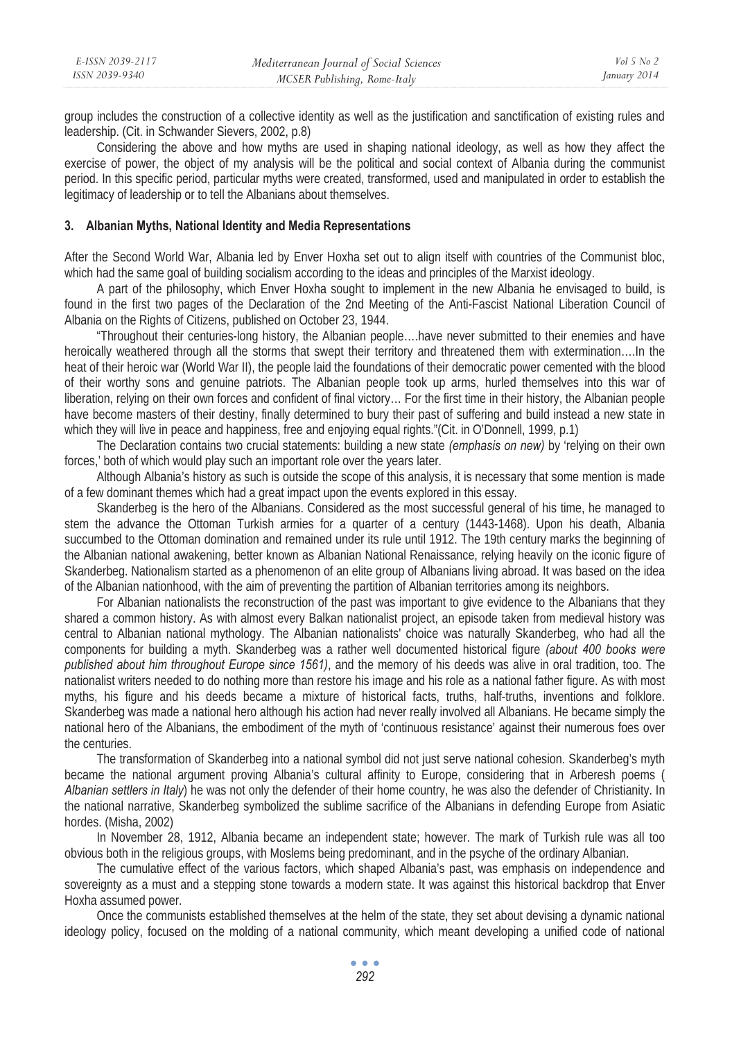group includes the construction of a collective identity as well as the justification and sanctification of existing rules and leadership. (Cit. in Schwander Sievers, 2002, p.8)

Considering the above and how myths are used in shaping national ideology, as well as how they affect the exercise of power, the object of my analysis will be the political and social context of Albania during the communist period. In this specific period, particular myths were created, transformed, used and manipulated in order to establish the legitimacy of leadership or to tell the Albanians about themselves.

## 3. Albanian Myths, National Identity and Media Representations

After the Second World War, Albania led by Enver Hoxha set out to align itself with countries of the Communist bloc, which had the same goal of building socialism according to the ideas and principles of the Marxist ideology.

A part of the philosophy, which Enver Hoxha sought to implement in the new Albania he envisaged to build, is found in the first two pages of the Declaration of the 2nd Meeting of the Anti-Fascist National Liberation Council of Albania on the Rights of Citizens, published on October 23, 1944.

"Throughout their centuries-long history, the Albanian people….have never submitted to their enemies and have heroically weathered through all the storms that swept their territory and threatened them with extermination….In the heat of their heroic war (World War II), the people laid the foundations of their democratic power cemented with the blood of their worthy sons and genuine patriots. The Albanian people took up arms, hurled themselves into this war of liberation, relying on their own forces and confident of final victory… For the first time in their history, the Albanian people have become masters of their destiny, finally determined to bury their past of suffering and build instead a new state in which they will live in peace and happiness, free and enjoying equal rights."(Cit. in O'Donnell, 1999, p.1)

The Declaration contains two crucial statements: building a new state *(emphasis on new)* by 'relying on their own forces,' both of which would play such an important role over the years later.

Although Albania's history as such is outside the scope of this analysis, it is necessary that some mention is made of a few dominant themes which had a great impact upon the events explored in this essay.

Skanderbeg is the hero of the Albanians. Considered as the most successful general of his time, he managed to stem the advance the Ottoman Turkish armies for a quarter of a century (1443-1468). Upon his death, Albania succumbed to the Ottoman domination and remained under its rule until 1912. The 19th century marks the beginning of the Albanian national awakening, better known as Albanian National Renaissance, relying heavily on the iconic figure of Skanderbeg. Nationalism started as a phenomenon of an elite group of Albanians living abroad. It was based on the idea of the Albanian nationhood, with the aim of preventing the partition of Albanian territories among its neighbors.

For Albanian nationalists the reconstruction of the past was important to give evidence to the Albanians that they shared a common history. As with almost every Balkan nationalist project, an episode taken from medieval history was central to Albanian national mythology. The Albanian nationalists' choice was naturally Skanderbeg, who had all the components for building a myth. Skanderbeg was a rather well documented historical figure *(about 400 books were published about him throughout Europe since 1561)*, and the memory of his deeds was alive in oral tradition, too. The nationalist writers needed to do nothing more than restore his image and his role as a national father figure. As with most myths, his figure and his deeds became a mixture of historical facts, truths, half-truths, inventions and folklore. Skanderbeg was made a national hero although his action had never really involved all Albanians. He became simply the national hero of the Albanians, the embodiment of the myth of 'continuous resistance' against their numerous foes over the centuries.

The transformation of Skanderbeg into a national symbol did not just serve national cohesion. Skanderbeg's myth became the national argument proving Albania's cultural affinity to Europe, considering that in Arberesh poems ( *Albanian settlers in Italy*) he was not only the defender of their home country, he was also the defender of Christianity. In the national narrative, Skanderbeg symbolized the sublime sacrifice of the Albanians in defending Europe from Asiatic hordes. (Misha, 2002)

In November 28, 1912, Albania became an independent state; however. The mark of Turkish rule was all too obvious both in the religious groups, with Moslems being predominant, and in the psyche of the ordinary Albanian.

The cumulative effect of the various factors, which shaped Albania's past, was emphasis on independence and sovereignty as a must and a stepping stone towards a modern state. It was against this historical backdrop that Enver Hoxha assumed power.

Once the communists established themselves at the helm of the state, they set about devising a dynamic national ideology policy, focused on the molding of a national community, which meant developing a unified code of national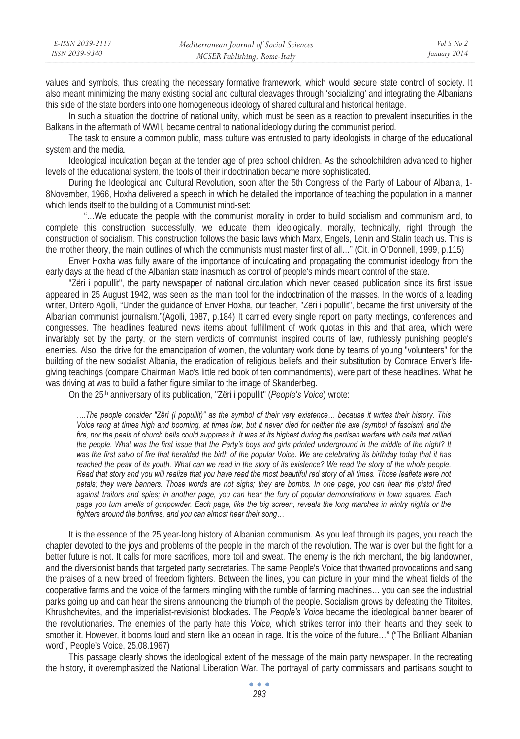values and symbols, thus creating the necessary formative framework, which would secure state control of society. It also meant minimizing the many existing social and cultural cleavages through 'socializing' and integrating the Albanians this side of the state borders into one homogeneous ideology of shared cultural and historical heritage.

In such a situation the doctrine of national unity, which must be seen as a reaction to prevalent insecurities in the Balkans in the aftermath of WWII, became central to national ideology during the communist period.

The task to ensure a common public, mass culture was entrusted to party ideologists in charge of the educational system and the media.

Ideological inculcation began at the tender age of prep school children. As the schoolchildren advanced to higher levels of the educational system, the tools of their indoctrination became more sophisticated.

During the Ideological and Cultural Revolution, soon after the 5th Congress of the Party of Labour of Albania, 1-8November, 1966, Hoxha delivered a speech in which he detailed the importance of teaching the population in a manner which lends itself to the building of a Communist mind-set:

"…We educate the people with the communist morality in order to build socialism and communism and, to complete this construction successfully, we educate them ideologically, morally, technically, right through the construction of socialism. This construction follows the basic laws which Marx, Engels, Lenin and Stalin teach us. This is the mother theory, the main outlines of which the communists must master first of all…" (Cit. in O'Donnell, 1999, p.115)

Enver Hoxha was fully aware of the importance of inculcating and propagating the communist ideology from the early days at the head of the Albanian state inasmuch as control of people's minds meant control of the state.

"Zëri i popullit", the party newspaper of national circulation which never ceased publication since its first issue appeared in 25 August 1942, was seen as the main tool for the indoctrination of the masses. In the words of a leading writer, Dritëro Agolli, "Under the guidance of Enver Hoxha, our teacher, "Zëri i popullit", became the first university of the Albanian communist journalism."(Agolli, 1987, p.184) It carried every single report on party meetings, conferences and congresses. The headlines featured news items about fulfillment of work quotas in this and that area, which were invariably set by the party, or the stern verdicts of communist inspired courts of law, ruthlessly punishing people's enemies. Also, the drive for the emancipation of women, the voluntary work done by teams of young "volunteers" for the building of the new socialist Albania, the eradication of religious beliefs and their substitution by Comrade Enver's life-giving teachings (compare Chairman Mao's little red book of ten commandments), were part of these headlines. What he was driving at was to build a father figure similar to the image of Skanderbeg.

On the 25th anniversary of its publication, "Zëri i popullit" (*People's Voice*) wrote:

> *….The people consider "Zëri (i popullit)" as the symbol of their very existence… because it writes their history. This Voice rang at times high and booming, at times low, but it never died for neither the axe (symbol of fascism) and the fire, nor the peals of church bells could suppress it. It was at its highest during the partisan warfare with calls that rallied the people. What was the first issue that the Party's boys and girls printed underground in the middle of the night? It was the first salvo of fire that heralded the birth of the popular Voice. We are celebrating its birthday today that it has reached the peak of its youth. What can we read in the story of its existence? We read the story of the whole people. Read that story and you will realize that you have read the most beautiful red story of all times. Those leaflets were not petals; they were banners. Those words are not sighs; they are bombs. In one page, you can hear the pistol fired against traitors and spies; in another page, you can hear the fury of popular demonstrations in town squares. Each page you turn smells of gunpowder. Each page, like the big screen, reveals the long marches in wintry nights or the fighters around the bonfires, and you can almost hear their song…*

It is the essence of the 25 year-long history of Albanian communism. As you leaf through its pages, you reach the chapter devoted to the joys and problems of the people in the march of the revolution. The war is over but the fight for a better future is not. It calls for more sacrifices, more toil and sweat. The enemy is the rich merchant, the big landowner, and the diversionist bands that targeted party secretaries. The same People's Voice that thwarted provocations and sang the praises of a new breed of freedom fighters. Between the lines, you can picture in your mind the wheat fields of the cooperative farms and the voice of the farmers mingling with the rumble of farming machines… you can see the industrial parks going up and can hear the sirens announcing the triumph of the people. Socialism grows by defeating the Titoites, Khrushchevites, and the imperialist-revisionist blockades. The *People's Voice* became the ideological banner bearer of the revolutionaries. The enemies of the party hate this *Voice,* which strikes terror into their hearts and they seek to smother it. However, it booms loud and stern like an ocean in rage. It is the voice of the future…" ("The Brilliant Albanian word", People's Voice, 25.08.1967)

This passage clearly shows the ideological extent of the message of the main party newspaper. In the recreating the history, it overemphasized the National Liberation War. The portrayal of party commissars and partisans sought to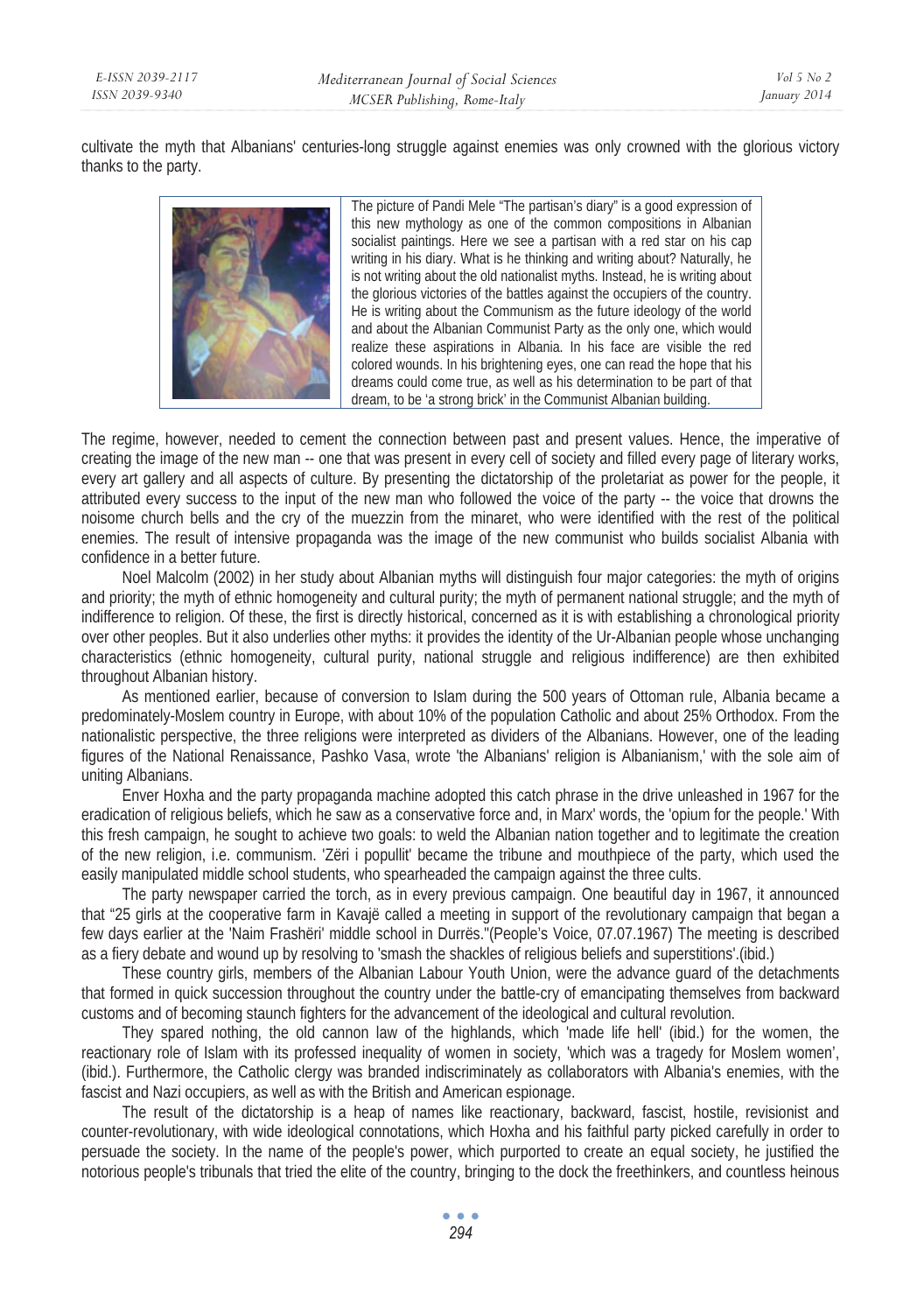cultivate the myth that Albanians' centuries-long struggle against enemies was only crowned with the glorious victory thanks to the party.

The picture of Pandi Mele "The partisan's diary" is a good expression of this new mythology as one of the common compositions in Albanian socialist paintings. Here we see a partisan with a red star on his cap writing in his diary. What is he thinking and writing about? Naturally, he is not writing about the old nationalist myths. Instead, he is writing about the glorious victories of the battles against the occupiers of the country. He is writing about the Communism as the future ideology of the world and about the Albanian Communist Party as the only one, which would realize these aspirations in Albania. In his face are visible the red colored wounds. In his brightening eyes, one can read the hope that his dreams could come true, as well as his determination to be part of that dream, to be 'a strong brick' in the Communist Albanian building.

The regime, however, needed to cement the connection between past and present values. Hence, the imperative of creating the image of the new man -- one that was present in every cell of society and filled every page of literary works, every art gallery and all aspects of culture. By presenting the dictatorship of the proletariat as power for the people, it attributed every success to the input of the new man who followed the voice of the party -- the voice that drowns the noisome church bells and the cry of the muezzin from the minaret, who were identified with the rest of the political enemies. The result of intensive propaganda was the image of the new communist who builds socialist Albania with confidence in a better future.

Noel Malcolm (2002) in her study about Albanian myths will distinguish four major categories: the myth of origins and priority; the myth of ethnic homogeneity and cultural purity; the myth of permanent national struggle; and the myth of indifference to religion. Of these, the first is directly historical, concerned as it is with establishing a chronological priority over other peoples. But it also underlies other myths: it provides the identity of the Ur-Albanian people whose unchanging characteristics (ethnic homogeneity, cultural purity, national struggle and religious indifference) are then exhibited throughout Albanian history.

As mentioned earlier, because of conversion to Islam during the 500 years of Ottoman rule, Albania became a predominately-Moslem country in Europe, with about 10% of the population Catholic and about 25% Orthodox. From the nationalistic perspective, the three religions were interpreted as dividers of the Albanians. However, one of the leading figures of the National Renaissance, Pashko Vasa, wrote 'the Albanians' religion is Albanianism,' with the sole aim of uniting Albanians.

Enver Hoxha and the party propaganda machine adopted this catch phrase in the drive unleashed in 1967 for the eradication of religious beliefs, which he saw as a conservative force and, in Marx' words, the 'opium for the people.' With this fresh campaign, he sought to achieve two goals: to weld the Albanian nation together and to legitimate the creation of the new religion, i.e. communism. 'Zëri i popullit' became the tribune and mouthpiece of the party, which used the easily manipulated middle school students, who spearheaded the campaign against the three cults.

The party newspaper carried the torch, as in every previous campaign. One beautiful day in 1967, it announced that "25 girls at the cooperative farm in Kavajë called a meeting in support of the revolutionary campaign that began a few days earlier at the 'Naim Frashëri' middle school in Durrës."(People's Voice, 07.07.1967) The meeting is described as a fiery debate and wound up by resolving to 'smash the shackles of religious beliefs and superstitions'.(ibid.)

These country girls, members of the Albanian Labour Youth Union, were the advance guard of the detachments that formed in quick succession throughout the country under the battle-cry of emancipating themselves from backward customs and of becoming staunch fighters for the advancement of the ideological and cultural revolution.

They spared nothing, the old cannon law of the highlands, which 'made life hell' (ibid.) for the women, the reactionary role of Islam with its professed inequality of women in society, 'which was a tragedy for Moslem women', (ibid.). Furthermore, the Catholic clergy was branded indiscriminately as collaborators with Albania's enemies, with the fascist and Nazi occupiers, as well as with the British and American espionage.

The result of the dictatorship is a heap of names like reactionary, backward, fascist, hostile, revisionist and counter-revolutionary, with wide ideological connotations, which Hoxha and his faithful party picked carefully in order to persuade the society. In the name of the people's power, which purported to create an equal society, he justified the notorious people's tribunals that tried the elite of the country, bringing to the dock the freethinkers, and countless heinous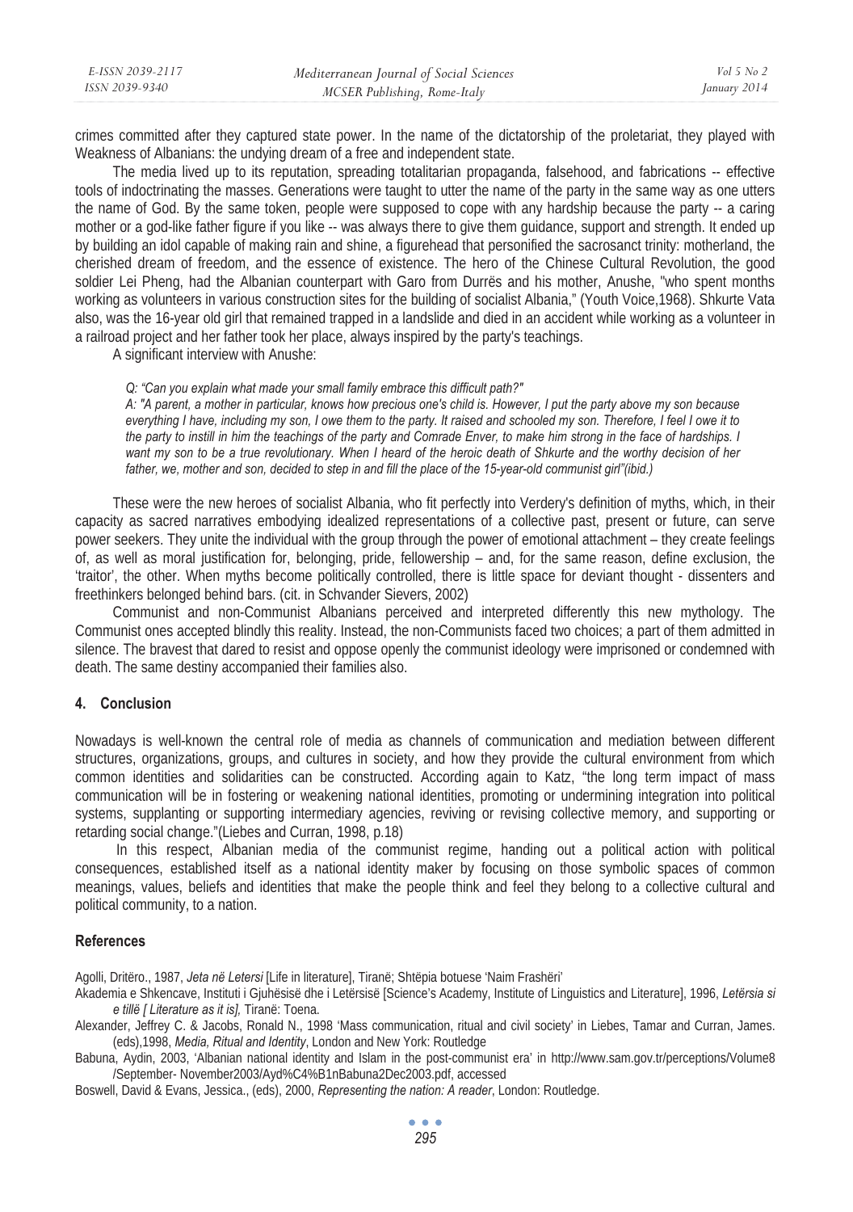crimes committed after they captured state power. In the name of the dictatorship of the proletariat, they played with Weakness of Albanians: the undying dream of a free and independent state.

The media lived up to its reputation, spreading totalitarian propaganda, falsehood, and fabrications -- effective tools of indoctrinating the masses. Generations were taught to utter the name of the party in the same way as one utters the name of God. By the same token, people were supposed to cope with any hardship because the party -- a caring mother or a god-like father figure if you like -- was always there to give them guidance, support and strength. It ended up by building an idol capable of making rain and shine, a figurehead that personified the sacrosanct trinity: motherland, the cherished dream of freedom, and the essence of existence. The hero of the Chinese Cultural Revolution, the good soldier Lei Pheng, had the Albanian counterpart with Garo from Durrës and his mother, Anushe, "who spent months working as volunteers in various construction sites for the building of socialist Albania," (Youth Voice,1968). Shkurte Vata also, was the 16-year old girl that remained trapped in a landslide and died in an accident while working as a volunteer in a railroad project and her father took her place, always inspired by the party's teachings.

A significant interview with Anushe:

> *Q: "Can you explain what made your small family embrace this difficult path?"*
> *A: "A parent, a mother in particular, knows how precious one's child is. However, I put the party above my son because everything I have, including my son, I owe them to the party. It raised and schooled my son. Therefore, I feel I owe it to the party to instill in him the teachings of the party and Comrade Enver, to make him strong in the face of hardships. I want my son to be a true revolutionary. When I heard of the heroic death of Shkurte and the worthy decision of her father, we, mother and son, decided to step in and fill the place of the 15-year-old communist girl"(ibid.)*

These were the new heroes of socialist Albania, who fit perfectly into Verdery's definition of myths, which, in their capacity as sacred narratives embodying idealized representations of a collective past, present or future, can serve power seekers. They unite the individual with the group through the power of emotional attachment – they create feelings of, as well as moral justification for, belonging, pride, fellowship – and, for the same reason, define exclusion, the 'traitor', the other. When myths become politically controlled, there is little space for deviant thought - dissenters and freethinkers belonged behind bars. (cit. in Schvander Sievers, 2002)

Communist and non-Communist Albanians perceived and interpreted differently this new mythology. The Communist ones accepted blindly this reality. Instead, the non-Communists faced two choices; a part of them admitted in silence. The bravest that dared to resist and oppose openly the communist ideology were imprisoned or condemned with death. The same destiny accompanied their families also.

## 4. Conclusion

Nowadays is well-known the central role of media as channels of communication and mediation between different structures, organizations, groups, and cultures in society, and how they provide the cultural environment from which common identities and solidarities can be constructed. According again to Katz, "the long term impact of mass communication will be in fostering or weakening national identities, promoting or undermining integration into political systems, supplanting or supporting intermediary agencies, reviving or revising collective memory, and supporting or retarding social change."(Liebes and Curran, 1998, p.18)

In this respect, Albanian media of the communist regime, handing out a political action with political consequences, established itself as a national identity maker by focusing on those symbolic spaces of common meanings, values, beliefs and identities that make the people think and feel they belong to a collective cultural and political community, to a nation.

## References

Agolli, Dritëro., 1987, *Jeta në Letersi* [Life in literature], Tiranë; Shtëpia botuese 'Naim Frashëri'

Akademia e Shkencave, Instituti i Gjuhësisë dhe i Letërsisë [Science's Academy, Institute of Linguistics and Literature], 1996, *Letërsia si e tillë [ Literature as it is],* Tiranë: Toena.

Alexander, Jeffrey C. & Jacobs, Ronald N., 1998 'Mass communication, ritual and civil society' in Liebes, Tamar and Curran, James. (eds),1998, *Media, Ritual and Identity*, London and New York: Routledge

Babuna, Aydin, 2003, 'Albanian national identity and Islam in the post-communist era' in http://www.sam.gov.tr/perceptions/Volume8/September- November2003/Ayd%C4%B1nBabuna2Dec2003.pdf, accessed

Boswell, David & Evans, Jessica., (eds), 2000, *Representing the nation: A reader*, London: Routledge.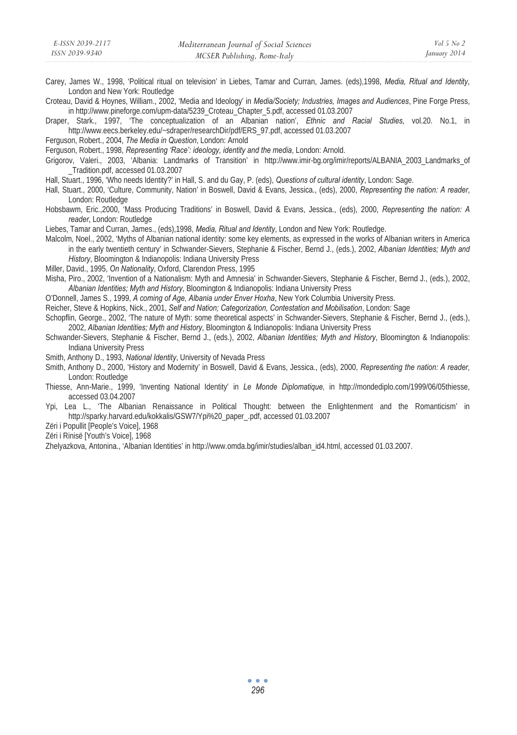Carey, James W., 1998, 'Political ritual on television' in Liebes, Tamar and Curran, James. (eds),1998, *Media, Ritual and Identity*, London and New York: Routledge

Croteau, David & Hoynes, William., 2002, 'Media and Ideology' in *Media/Society; Industries, Images and Audiences*, Pine Forge Press, in http://www.pineforge.com/upm-data/5239_Croteau_Chapter_5.pdf, accessed 01.03.2007

Draper, Stark., 1997, 'The conceptualization of an Albanian nation', *Ethnic and Racial Studies*, vol.20. No.1, in http://www.eecs.berkeley.edu/~sdraper/researchDir/pdf/ERS_97.pdf, accessed 01.03.2007

Ferguson, Robert., 2004, *The Media in Question*, London: Arnold

Ferguson, Robert., 1998, *Representing 'Race': ideology, identity and the media*, London: Arnold.

Grigorov, Valeri., 2003, 'Albania: Landmarks of Transition' in http://www.imir-bg.org/imir/reports/ALBANIA_2003_Landmarks_of_Tradition.pdf, accessed 01.03.2007

Hall, Stuart., 1996, 'Who needs Identity?' in Hall, S. and du Gay, P. (eds), *Questions of cultural identity*, London: Sage.

Hall, Stuart., 2000, 'Culture, Community, Nation' in Boswell, David & Evans, Jessica., (eds), 2000, *Representing the nation: A reader*, London: Routledge

Hobsbawm, Eric.,2000, 'Mass Producing Traditions' in Boswell, David & Evans, Jessica., (eds), 2000, *Representing the nation: A reader*, London: Routledge

Liebes, Tamar and Curran, James., (eds),1998, *Media, Ritual and Identity*, London and New York: Routledge.

Malcolm, Noel., 2002, 'Myths of Albanian national identity: some key elements, as expressed in the works of Albanian writers in America in the early twentieth century' in Schwander-Sievers, Stephanie & Fischer, Bernd J., (eds.), 2002, *Albanian Identities; Myth and History*, Bloomington & Indianopolis: Indiana University Press

Miller, David., 1995, *On Nationality*, Oxford, Clarendon Press, 1995

Misha, Piro., 2002, 'Invention of a Nationalism: Myth and Amnesia' in Schwander-Sievers, Stephanie & Fischer, Bernd J., (eds.), 2002, *Albanian Identities; Myth and History*, Bloomington & Indianopolis: Indiana University Press

O'Donnell, James S., 1999, *A coming of Age, Albania under Enver Hoxha*, New York Columbia University Press.

Reicher, Steve & Hopkins, Nick., 2001, *Self and Nation; Categorization, Contestation and Mobilisation*, London: Sage

Schopflin, George., 2002, 'The nature of Myth: some theoretical aspects' in Schwander-Sievers, Stephanie & Fischer, Bernd J., (eds.), 2002, *Albanian Identities; Myth and History*, Bloomington & Indianopolis: Indiana University Press

Schwander-Sievers, Stephanie & Fischer, Bernd J., (eds.), 2002, *Albanian Identities; Myth and History*, Bloomington & Indianopolis: Indiana University Press

Smith, Anthony D., 1993, *National Identity*, University of Nevada Press

Smith, Anthony D., 2000, 'History and Modernity' in Boswell, David & Evans, Jessica., (eds), 2000, *Representing the nation: A reader*, London: Routledge

Thiesse, Ann-Marie., 1999, 'Inventing National Identity' in *Le Monde Diplomatique,* in http://mondediplo.com/1999/06/05thiesse, accessed 03.04.2007

Ypi, Lea L., 'The Albanian Renaissance in Political Thought: between the Enlightenment and the Romanticism' in http://sparky.harvard.edu/kokkalis/GSW7/Ypi%20_paper_.pdf, accessed 01.03.2007

Zëri i Popullit [People's Voice], 1968

Zëri i Rinisë [Youth's Voice], 1968

Zhelyazkova, Antonina., 'Albanian Identities' in http://www.omda.bg/imir/studies/alban_id4.html, accessed 01.03.2007.